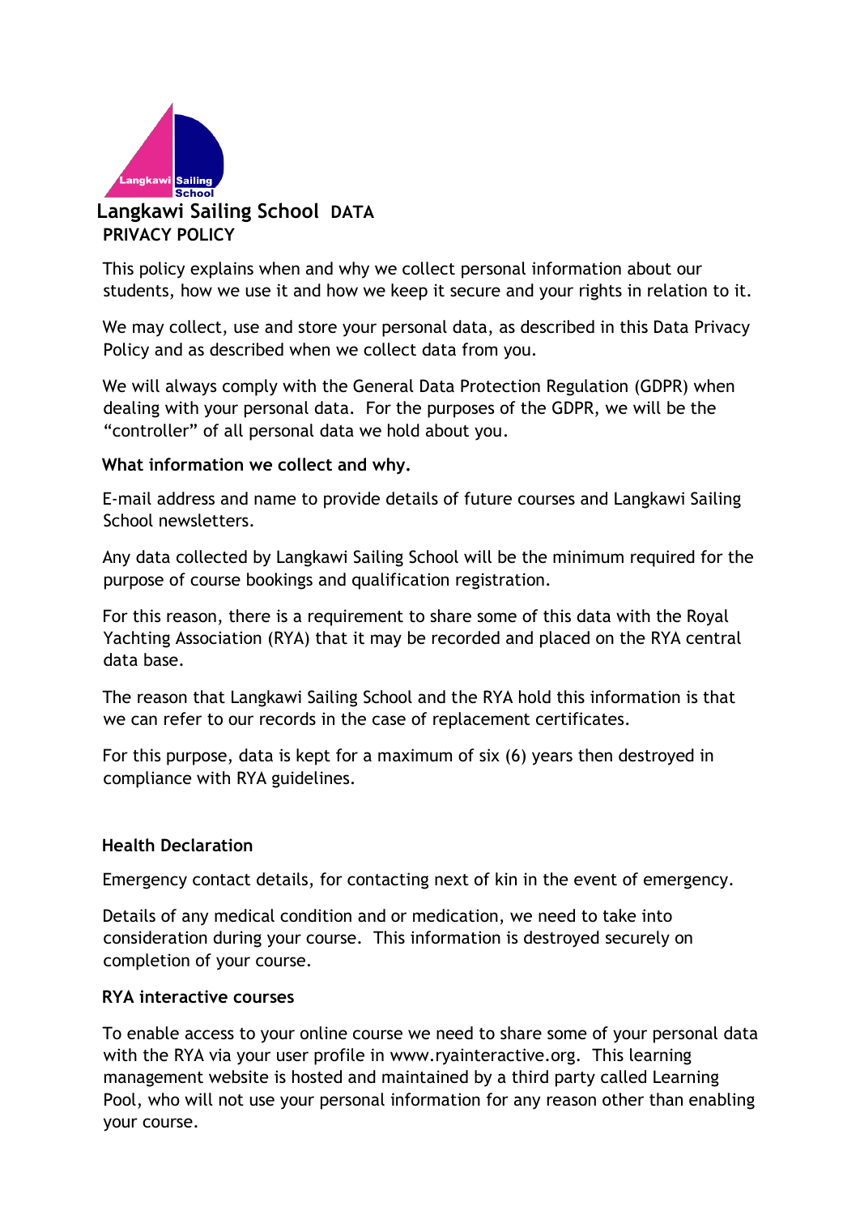# Langkawi Sailing School DATA PRIVACY POLICY

This policy explains when and why we collect personal information about our students, how we use it and how we keep it secure and your rights in relation to it.

We may collect, use and store your personal data, as described in this Data Privacy Policy and as described when we collect data from you.

We will always comply with the General Data Protection Regulation (GDPR) when dealing with your personal data. For the purposes of the GDPR, we will be the "controller" of all personal data we hold about you.

**What information we collect and why.**

E-mail address and name to provide details of future courses and Langkawi Sailing School newsletters.

Any data collected by Langkawi Sailing School will be the minimum required for the purpose of course bookings and qualification registration.

For this reason, there is a requirement to share some of this data with the Royal Yachting Association (RYA) that it may be recorded and placed on the RYA central data base.

The reason that Langkawi Sailing School and the RYA hold this information is that we can refer to our records in the case of replacement certificates.

For this purpose, data is kept for a maximum of six (6) years then destroyed in compliance with RYA guidelines.

**Health Declaration**

Emergency contact details, for contacting next of kin in the event of emergency.

Details of any medical condition and or medication, we need to take into consideration during your course. This information is destroyed securely on completion of your course.

**RYA interactive courses**

To enable access to your online course we need to share some of your personal data with the RYA via your user profile in www.ryainteractive.org. This learning management website is hosted and maintained by a third party called Learning Pool, who will not use your personal information for any reason other than enabling your course.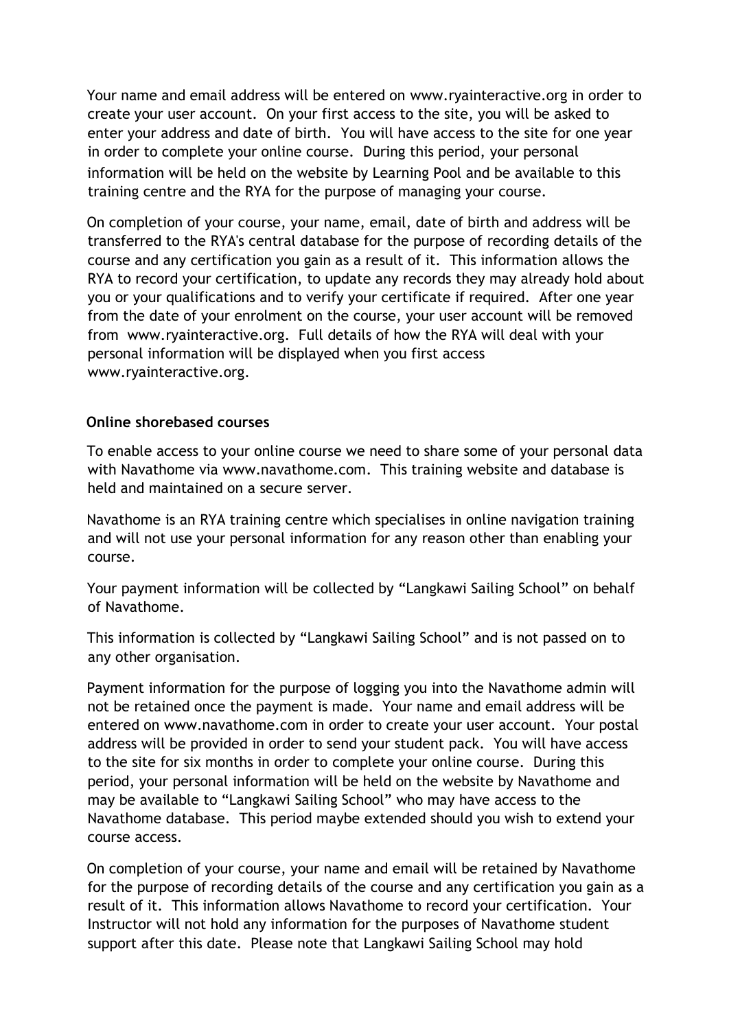Your name and email address will be entered on www.ryainteractive.org in order to create your user account. On your first access to the site, you will be asked to enter your address and date of birth. You will have access to the site for one year in order to complete your online course. During this period, your personal information will be held on the website by Learning Pool and be available to this training centre and the RYA for the purpose of managing your course.

On completion of your course, your name, email, date of birth and address will be transferred to the RYA's central database for the purpose of recording details of the course and any certification you gain as a result of it. This information allows the RYA to record your certification, to update any records they may already hold about you or your qualifications and to verify your certificate if required. After one year from the date of your enrolment on the course, your user account will be removed from www.ryainteractive.org. Full details of how the RYA will deal with your personal information will be displayed when you first access www.ryainteractive.org.

**Online shorebased courses**

To enable access to your online course we need to share some of your personal data with Navathome via www.navathome.com. This training website and database is held and maintained on a secure server.

Navathome is an RYA training centre which specialises in online navigation training and will not use your personal information for any reason other than enabling your course.

Your payment information will be collected by "Langkawi Sailing School" on behalf of Navathome.

This information is collected by "Langkawi Sailing School" and is not passed on to any other organisation.

Payment information for the purpose of logging you into the Navathome admin will not be retained once the payment is made. Your name and email address will be entered on www.navathome.com in order to create your user account. Your postal address will be provided in order to send your student pack. You will have access to the site for six months in order to complete your online course. During this period, your personal information will be held on the website by Navathome and may be available to "Langkawi Sailing School" who may have access to the Navathome database. This period maybe extended should you wish to extend your course access.

On completion of your course, your name and email will be retained by Navathome for the purpose of recording details of the course and any certification you gain as a result of it. This information allows Navathome to record your certification. Your Instructor will not hold any information for the purposes of Navathome student support after this date. Please note that Langkawi Sailing School may hold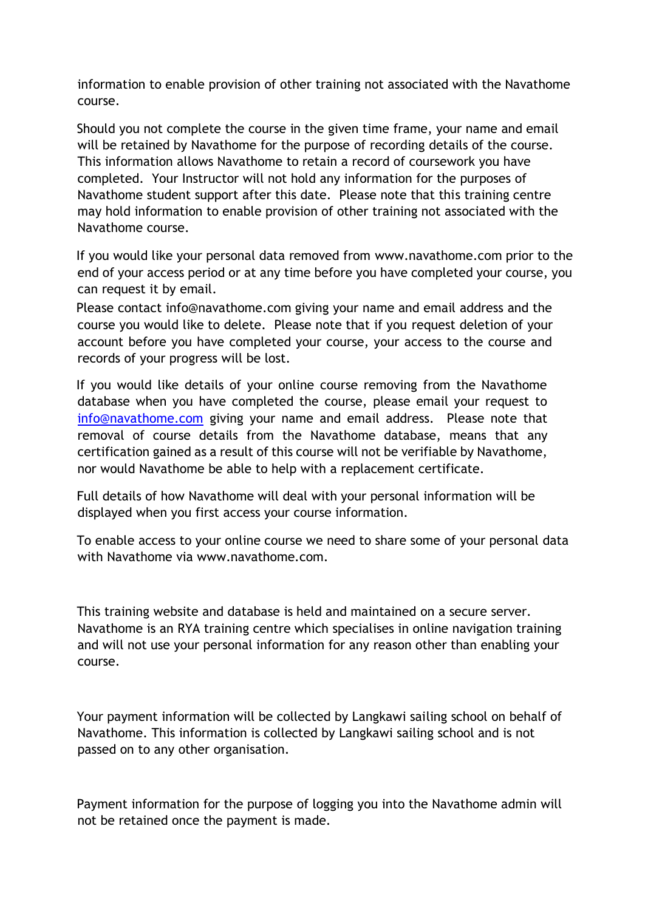information to enable provision of other training not associated with the Navathome course.

Should you not complete the course in the given time frame, your name and email will be retained by Navathome for the purpose of recording details of the course. This information allows Navathome to retain a record of coursework you have completed. Your Instructor will not hold any information for the purposes of Navathome student support after this date. Please note that this training centre may hold information to enable provision of other training not associated with the Navathome course.

If you would like your personal data removed from www.navathome.com prior to the end of your access period or at any time before you have completed your course, you can request it by email.

Please contact info@navathome.com giving your name and email address and the course you would like to delete. Please note that if you request deletion of your account before you have completed your course, your access to the course and records of your progress will be lost.

If you would like details of your online course removing from the Navathome database when you have completed the course, please email your request to info@navathome.com giving your name and email address. Please note that removal of course details from the Navathome database, means that any certification gained as a result of this course will not be verifiable by Navathome, nor would Navathome be able to help with a replacement certificate.

Full details of how Navathome will deal with your personal information will be displayed when you first access your course information.

To enable access to your online course we need to share some of your personal data with Navathome via www.navathome.com.

This training website and database is held and maintained on a secure server. Navathome is an RYA training centre which specialises in online navigation training and will not use your personal information for any reason other than enabling your course.

Your payment information will be collected by Langkawi sailing school on behalf of Navathome. This information is collected by Langkawi sailing school and is not passed on to any other organisation.

Payment information for the purpose of logging you into the Navathome admin will not be retained once the payment is made.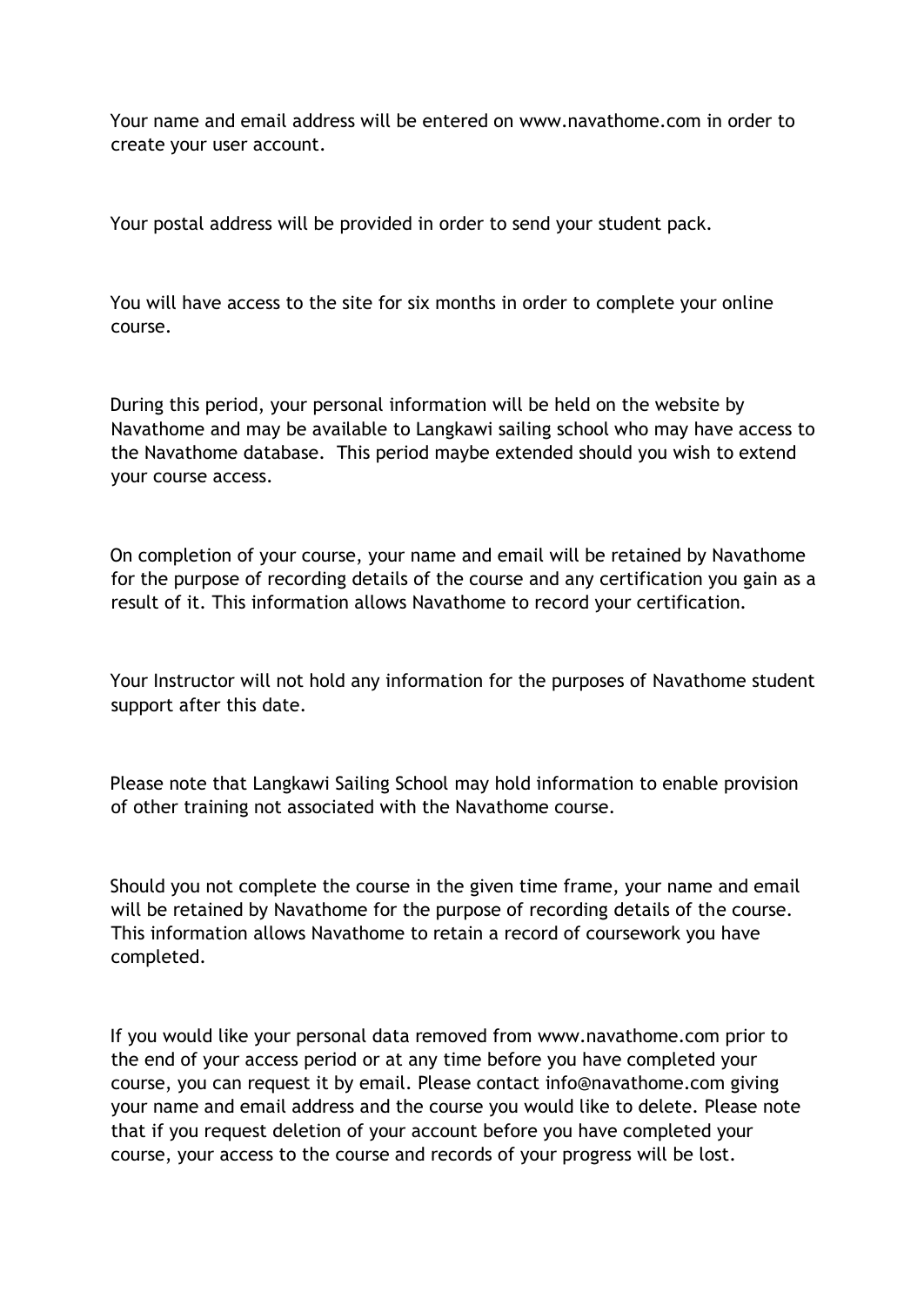Your name and email address will be entered on www.navathome.com in order to create your user account.

Your postal address will be provided in order to send your student pack.

You will have access to the site for six months in order to complete your online course.

During this period, your personal information will be held on the website by Navathome and may be available to Langkawi sailing school who may have access to the Navathome database.  This period maybe extended should you wish to extend your course access.

On completion of your course, your name and email will be retained by Navathome for the purpose of recording details of the course and any certification you gain as a result of it. This information allows Navathome to record your certification.

Your Instructor will not hold any information for the purposes of Navathome student support after this date.

Please note that Langkawi Sailing School may hold information to enable provision of other training not associated with the Navathome course.

Should you not complete the course in the given time frame, your name and email will be retained by Navathome for the purpose of recording details of the course. This information allows Navathome to retain a record of coursework you have completed.

If you would like your personal data removed from www.navathome.com prior to the end of your access period or at any time before you have completed your course, you can request it by email. Please contact info@navathome.com giving your name and email address and the course you would like to delete. Please note that if you request deletion of your account before you have completed your course, your access to the course and records of your progress will be lost.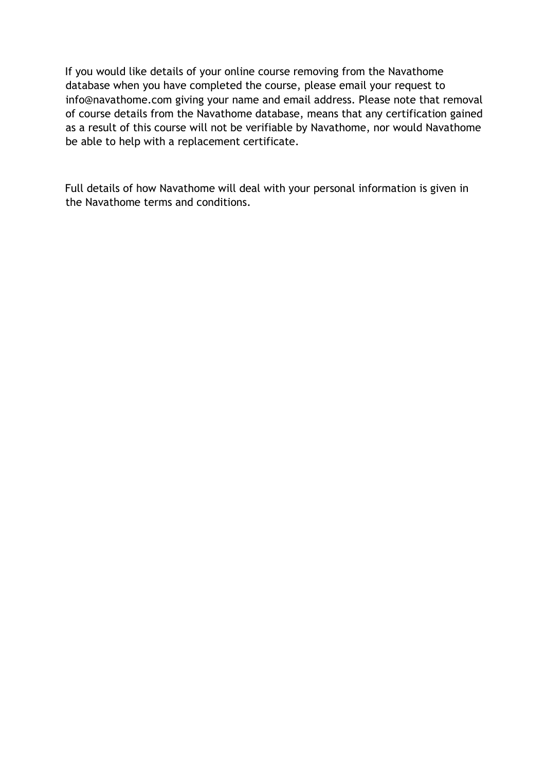If you would like details of your online course removing from the Navathome database when you have completed the course, please email your request to info@navathome.com giving your name and email address. Please note that removal of course details from the Navathome database, means that any certification gained as a result of this course will not be verifiable by Navathome, nor would Navathome be able to help with a replacement certificate.

Full details of how Navathome will deal with your personal information is given in the Navathome terms and conditions.